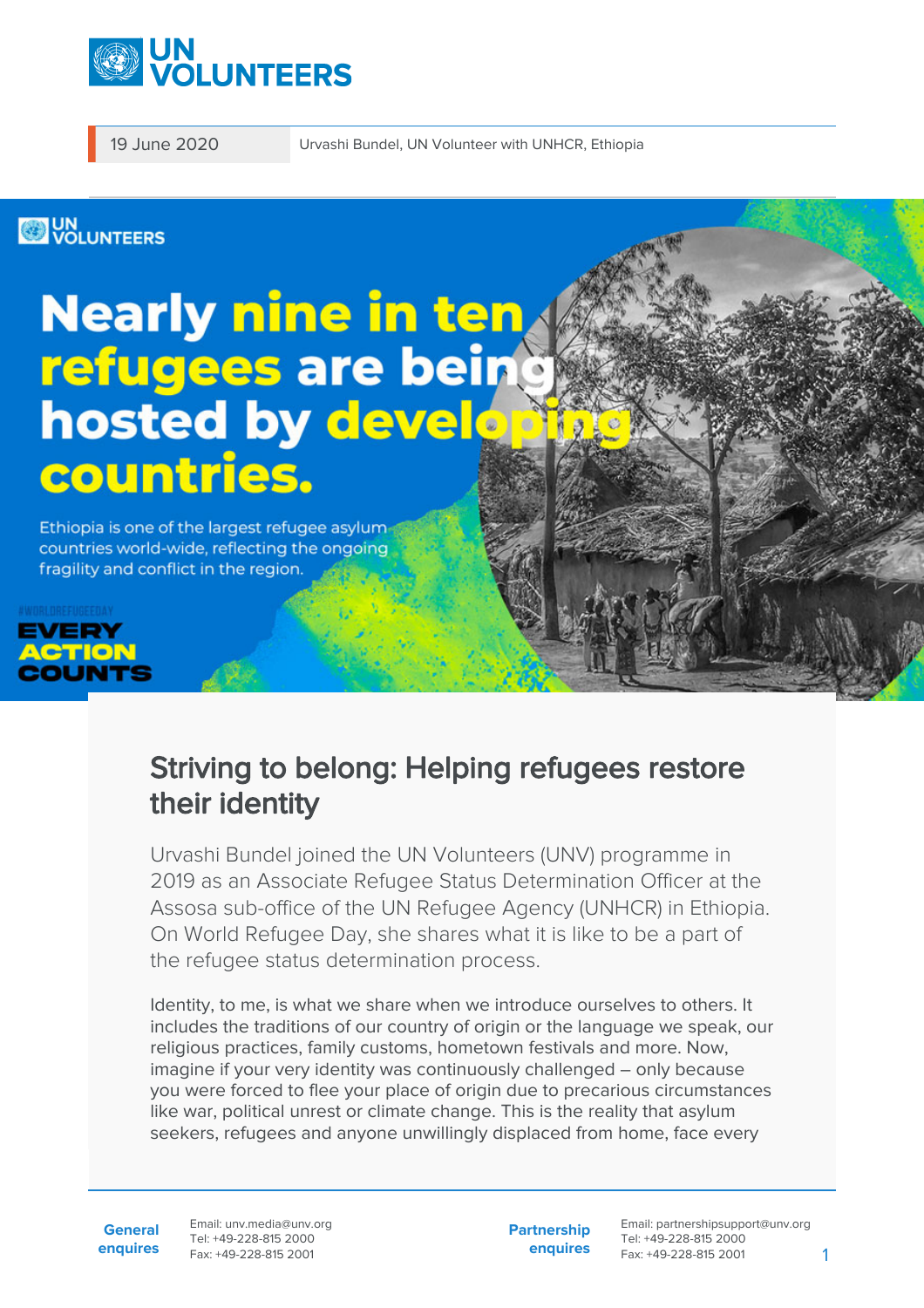19 June 2020 | Urvashi Bundel, UN Volunteer with UNHCR, Ethiopia

Nearly nine in ten refugees are being hosted by developing countries.

Ethiopia is one of the largest refugee asylum countries world-wide, reflecting the ongoing fragility and conflict in the region.

#WORLDREFUGEEDAY
EVERY ACTION COUNTS

# Striving to belong: Helping refugees restore their identity

Urvashi Bundel joined the UN Volunteers (UNV) programme in 2019 as an Associate Refugee Status Determination Officer at the Assosa sub-office of the UN Refugee Agency (UNHCR) in Ethiopia. On World Refugee Day, she shares what it is like to be a part of the refugee status determination process.

Identity, to me, is what we share when we introduce ourselves to others. It includes the traditions of our country of origin or the language we speak, our religious practices, family customs, hometown festivals and more. Now, imagine if your very identity was continuously challenged – only because you were forced to flee your place of origin due to precarious circumstances like war, political unrest or climate change. This is the reality that asylum seekers, refugees and anyone unwillingly displaced from home, face every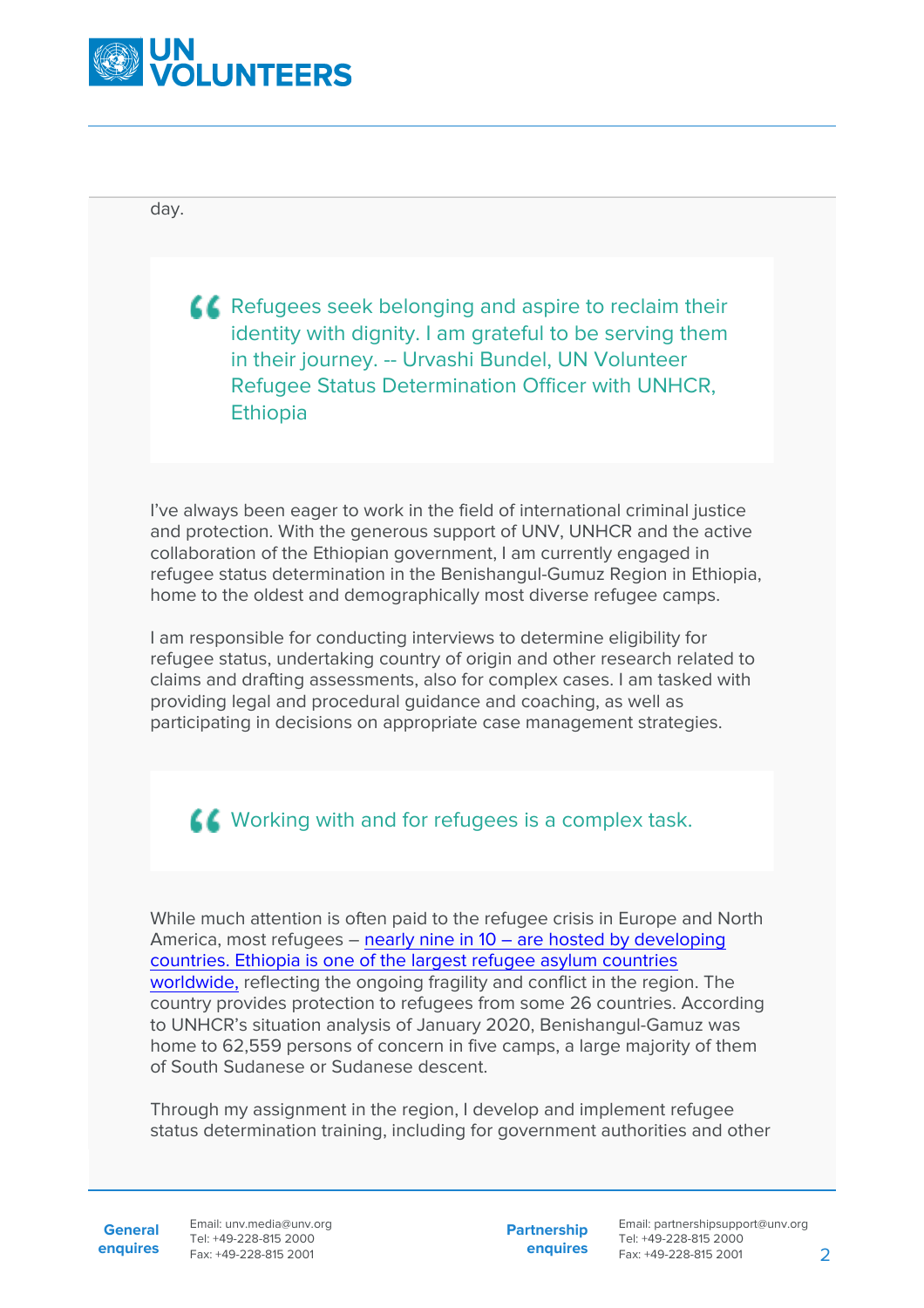day.

> Refugees seek belonging and aspire to reclaim their identity with dignity. I am grateful to be serving them in their journey. -- Urvashi Bundel, UN Volunteer Refugee Status Determination Officer with UNHCR, Ethiopia

I've always been eager to work in the field of international criminal justice and protection. With the generous support of UNV, UNHCR and the active collaboration of the Ethiopian government, I am currently engaged in refugee status determination in the Benishangul-Gumuz Region in Ethiopia, home to the oldest and demographically most diverse refugee camps.

I am responsible for conducting interviews to determine eligibility for refugee status, undertaking country of origin and other research related to claims and drafting assessments, also for complex cases. I am tasked with providing legal and procedural guidance and coaching, as well as participating in decisions on appropriate case management strategies.

> Working with and for refugees is a complex task.

While much attention is often paid to the refugee crisis in Europe and North America, most refugees – nearly nine in 10 – are hosted by developing countries. Ethiopia is one of the largest refugee asylum countries worldwide, reflecting the ongoing fragility and conflict in the region. The country provides protection to refugees from some 26 countries. According to UNHCR's situation analysis of January 2020, Benishangul-Gamuz was home to 62,559 persons of concern in five camps, a large majority of them of South Sudanese or Sudanese descent.

Through my assignment in the region, I develop and implement refugee status determination training, including for government authorities and other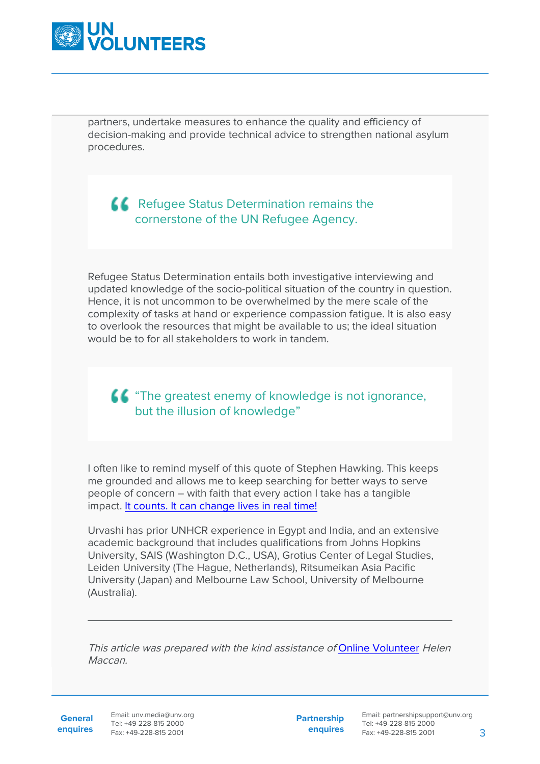partners, undertake measures to enhance the quality and efficiency of decision-making and provide technical advice to strengthen national asylum procedures.

> Refugee Status Determination remains the cornerstone of the UN Refugee Agency.

Refugee Status Determination entails both investigative interviewing and updated knowledge of the socio-political situation of the country in question. Hence, it is not uncommon to be overwhelmed by the mere scale of the complexity of tasks at hand or experience compassion fatigue. It is also easy to overlook the resources that might be available to us; the ideal situation would be to for all stakeholders to work in tandem.

> "The greatest enemy of knowledge is not ignorance, but the illusion of knowledge"

I often like to remind myself of this quote of Stephen Hawking. This keeps me grounded and allows me to keep searching for better ways to serve people of concern – with faith that every action I take has a tangible impact. It counts. It can change lives in real time!

Urvashi has prior UNHCR experience in Egypt and India, and an extensive academic background that includes qualifications from Johns Hopkins University, SAIS (Washington D.C., USA), Grotius Center of Legal Studies, Leiden University (The Hague, Netherlands), Ritsumeikan Asia Pacific University (Japan) and Melbourne Law School, University of Melbourne (Australia).

---

*This article was prepared with the kind assistance of* Online Volunteer *Helen Maccan.*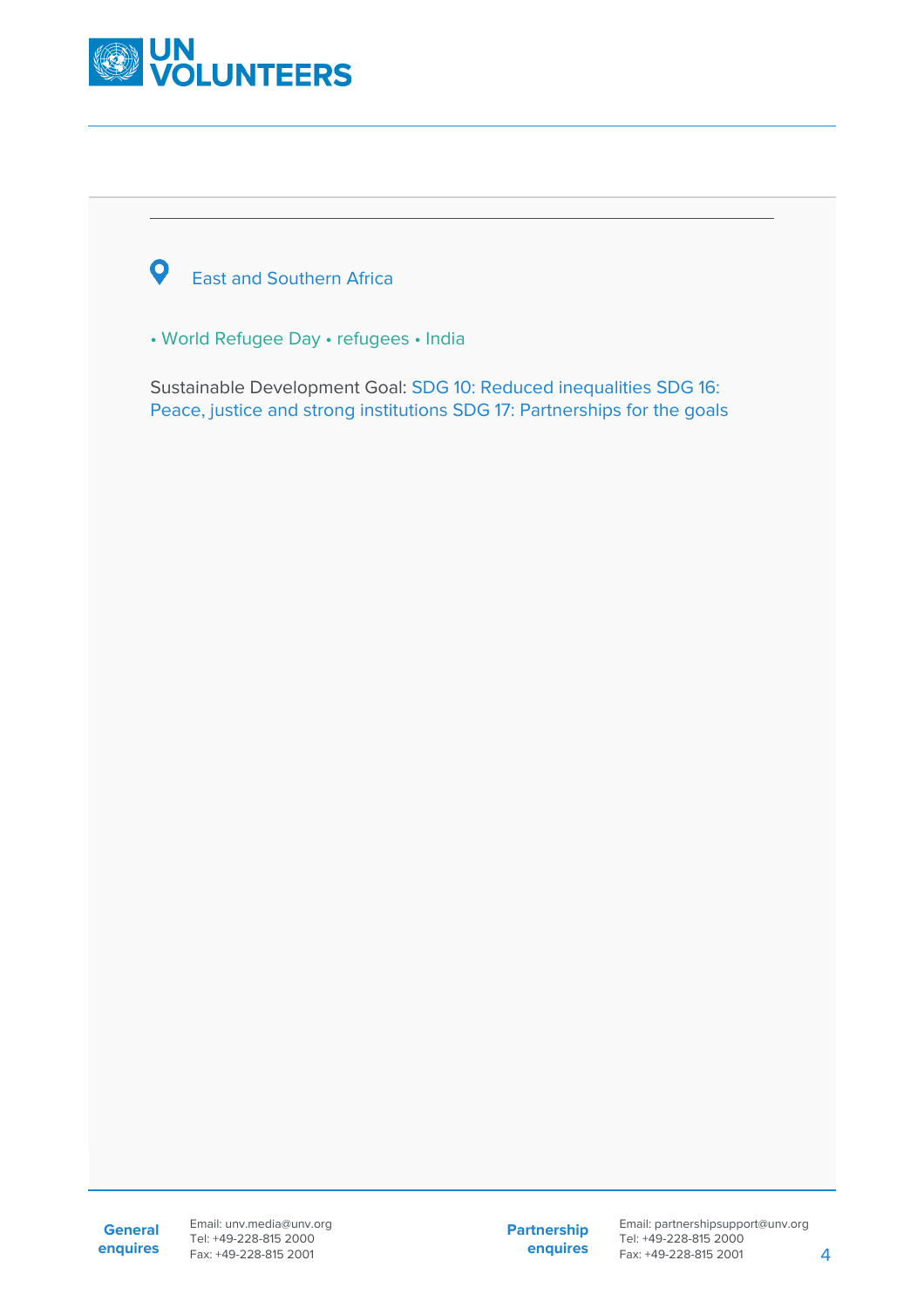East and Southern Africa

• World Refugee Day • refugees • India

Sustainable Development Goal: SDG 10: Reduced inequalities SDG 16: Peace, justice and strong institutions SDG 17: Partnerships for the goals

**General enquires**

Email: unv.media@unv.org
Tel: +49-228-815 2000
Fax: +49-228-815 2001

**Partnership enquires**

Email: partnershipsupport@unv.org
Tel: +49-228-815 2000
Fax: +49-228-815 2001